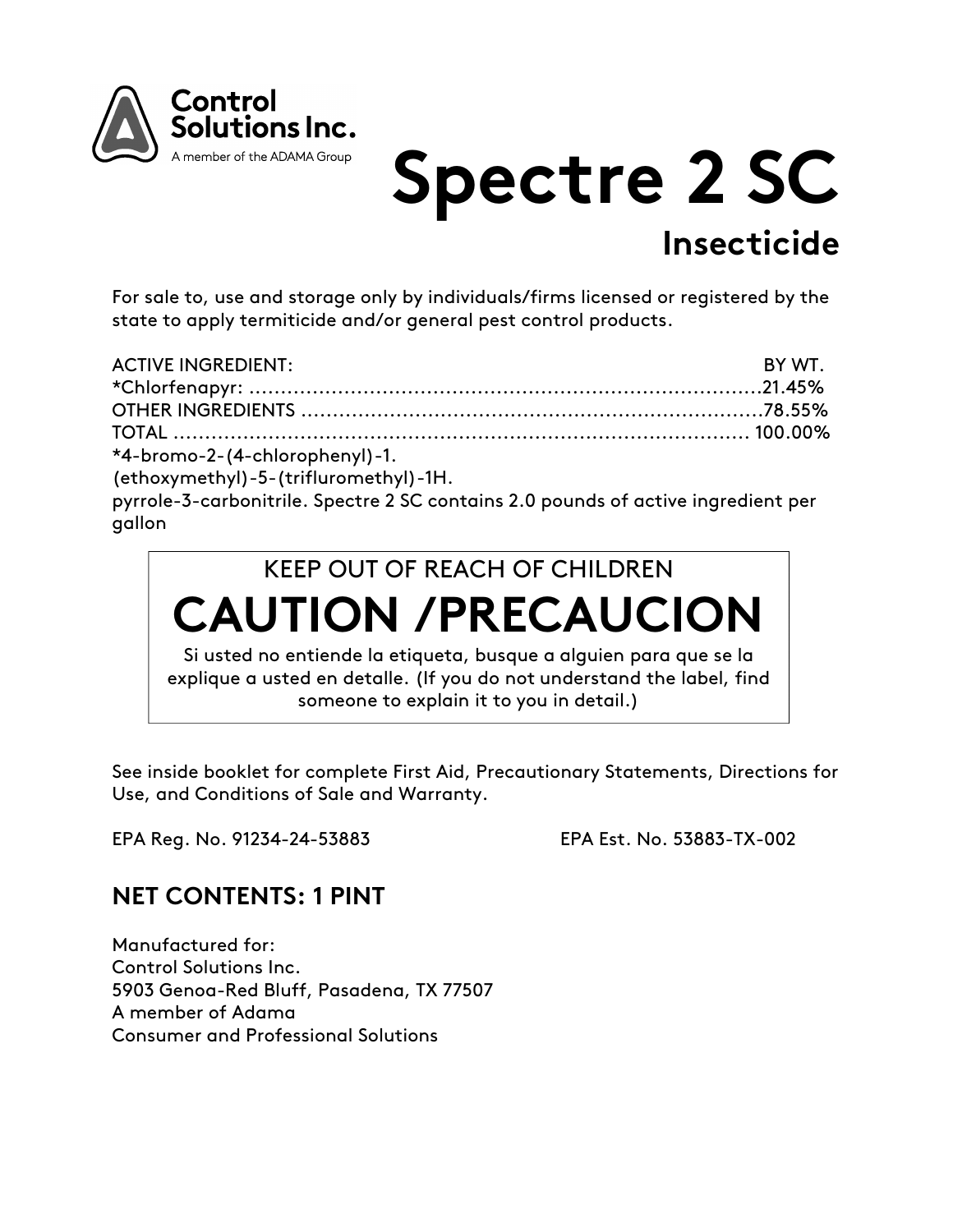**Control Solutions Inc.**
A member of the ADAMA Group

# Spectre 2 SC

## Insecticide

For sale to, use and storage only by individuals/firms licensed or registered by the state to apply termiticide and/or general pest control products.

| ACTIVE INGREDIENT: | BY WT. |
|---|---|
| *Chlorfenapyr: | 21.45% |
| OTHER INGREDIENTS | 78.55% |
| TOTAL | 100.00% |

*4-bromo-2-(4-chlorophenyl)-1.
(ethoxymethyl)-5-(trifluromethyl)-1H.
pyrrole-3-carbonitrile. Spectre 2 SC contains 2.0 pounds of active ingredient per gallon

KEEP OUT OF REACH OF CHILDREN

# CAUTION /PRECAUCION

Si usted no entiende la etiqueta, busque a alguien para que se la explique a usted en detalle. (If you do not understand the label, find someone to explain it to you in detail.)

See inside booklet for complete First Aid, Precautionary Statements, Directions for Use, and Conditions of Sale and Warranty.

EPA Reg. No. 91234-24-53883 EPA Est. No. 53883-TX-002

### NET CONTENTS: 1 PINT

Manufactured for:
Control Solutions Inc.
5903 Genoa-Red Bluff, Pasadena, TX 77507
A member of Adama
Consumer and Professional Solutions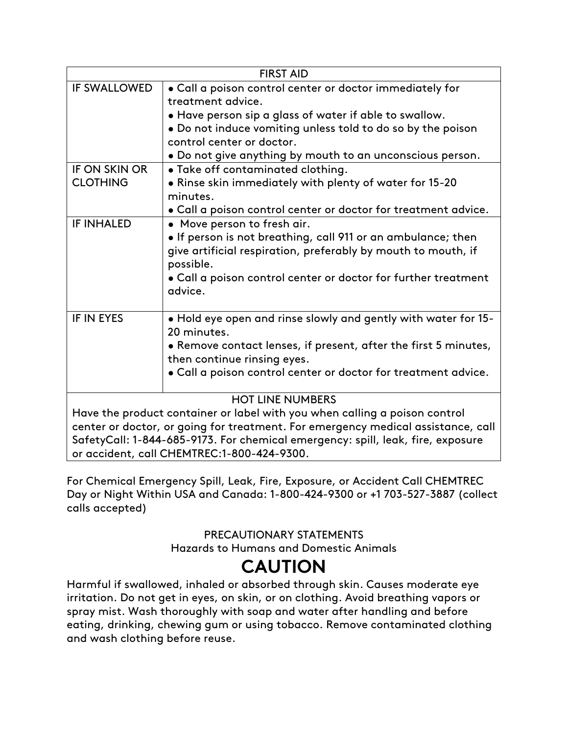| FIRST AID | |
|---|---|
| IF SWALLOWED | • Call a poison control center or doctor immediately for treatment advice.<br>• Have person sip a glass of water if able to swallow.<br>• Do not induce vomiting unless told to do so by the poison control center or doctor.<br>• Do not give anything by mouth to an unconscious person. |
| IF ON SKIN OR CLOTHING | • Take off contaminated clothing.<br>• Rinse skin immediately with plenty of water for 15-20 minutes.<br>• Call a poison control center or doctor for treatment advice. |
| IF INHALED | • Move person to fresh air.<br>• If person is not breathing, call 911 or an ambulance; then give artificial respiration, preferably by mouth to mouth, if possible.<br>• Call a poison control center or doctor for further treatment advice. |
| IF IN EYES | • Hold eye open and rinse slowly and gently with water for 15-20 minutes.<br>• Remove contact lenses, if present, after the first 5 minutes, then continue rinsing eyes.<br>• Call a poison control center or doctor for treatment advice. |
| HOT LINE NUMBERS | |
| Have the product container or label with you when calling a poison control center or doctor, or going for treatment. For emergency medical assistance, call SafetyCall: 1-844-685-9173. For chemical emergency: spill, leak, fire, exposure or accident, call CHEMTREC:1-800-424-9300. | |

For Chemical Emergency Spill, Leak, Fire, Exposure, or Accident Call CHEMTREC Day or Night Within USA and Canada: 1-800-424-9300 or +1 703-527-3887 (collect calls accepted)

PRECAUTIONARY STATEMENTS
Hazards to Humans and Domestic Animals

# CAUTION

Harmful if swallowed, inhaled or absorbed through skin. Causes moderate eye irritation. Do not get in eyes, on skin, or on clothing. Avoid breathing vapors or spray mist. Wash thoroughly with soap and water after handling and before eating, drinking, chewing gum or using tobacco. Remove contaminated clothing and wash clothing before reuse.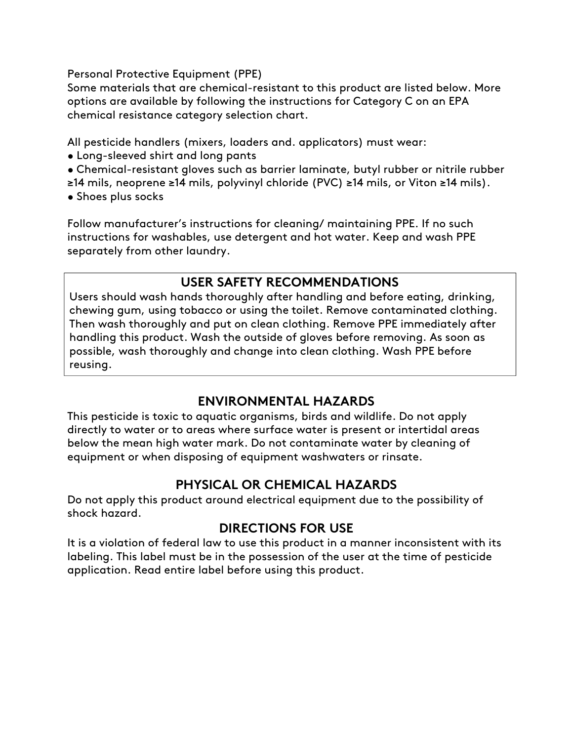Personal Protective Equipment (PPE)
Some materials that are chemical-resistant to this product are listed below. More options are available by following the instructions for Category C on an EPA chemical resistance category selection chart.

All pesticide handlers (mixers, loaders and. applicators) must wear:

- Long-sleeved shirt and long pants
- Chemical-resistant gloves such as barrier laminate, butyl rubber or nitrile rubber ≥14 mils, neoprene ≥14 mils, polyvinyl chloride (PVC) ≥14 mils, or Viton ≥14 mils).
- Shoes plus socks

Follow manufacturer's instructions for cleaning/ maintaining PPE. If no such instructions for washables, use detergent and hot water. Keep and wash PPE separately from other laundry.

## USER SAFETY RECOMMENDATIONS

Users should wash hands thoroughly after handling and before eating, drinking, chewing gum, using tobacco or using the toilet. Remove contaminated clothing. Then wash thoroughly and put on clean clothing. Remove PPE immediately after handling this product. Wash the outside of gloves before removing. As soon as possible, wash thoroughly and change into clean clothing. Wash PPE before reusing.

## ENVIRONMENTAL HAZARDS

This pesticide is toxic to aquatic organisms, birds and wildlife. Do not apply directly to water or to areas where surface water is present or intertidal areas below the mean high water mark. Do not contaminate water by cleaning of equipment or when disposing of equipment washwaters or rinsate.

## PHYSICAL OR CHEMICAL HAZARDS

Do not apply this product around electrical equipment due to the possibility of shock hazard.

## DIRECTIONS FOR USE

It is a violation of federal law to use this product in a manner inconsistent with its labeling. This label must be in the possession of the user at the time of pesticide application. Read entire label before using this product.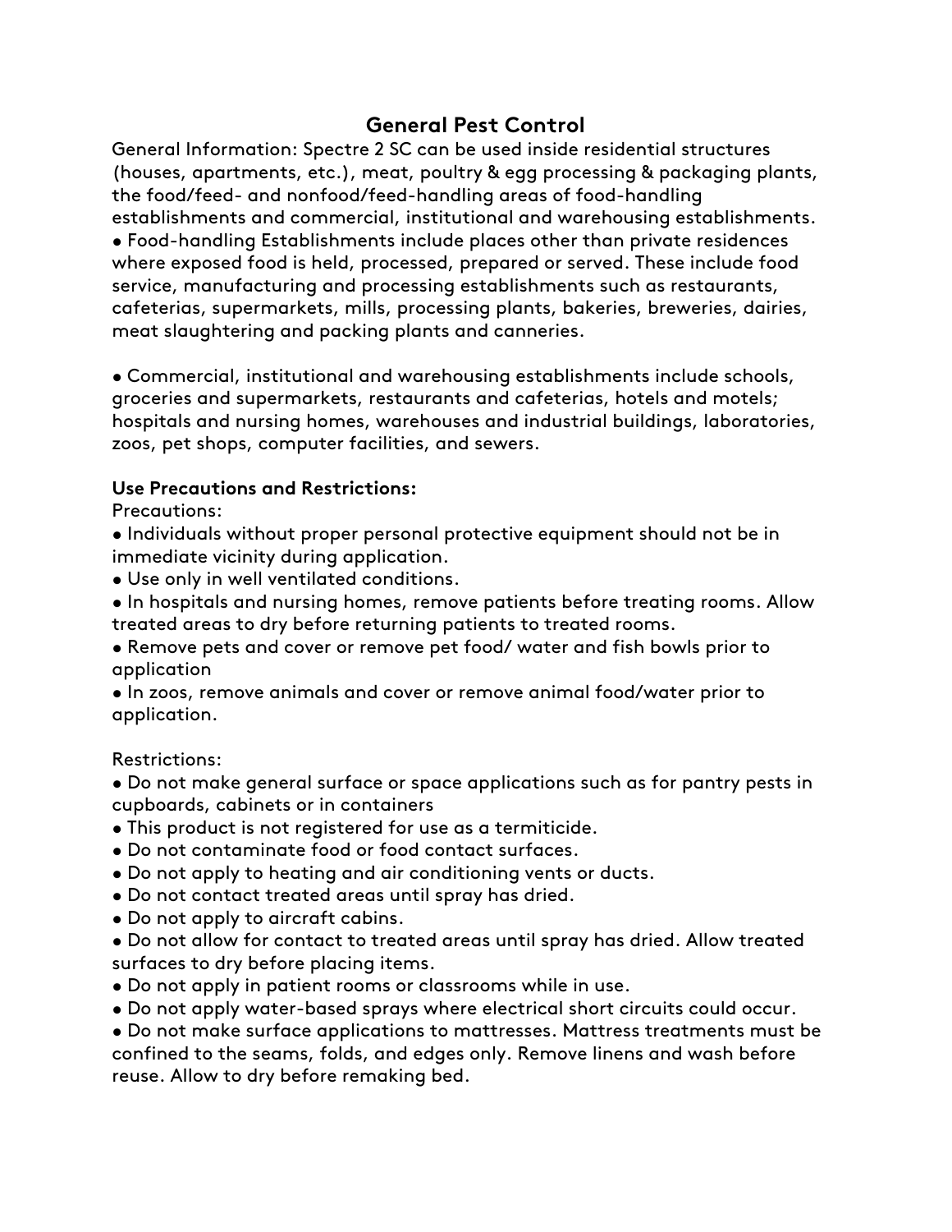# General Pest Control

General Information: Spectre 2 SC can be used inside residential structures (houses, apartments, etc.), meat, poultry & egg processing & packaging plants, the food/feed- and nonfood/feed-handling areas of food-handling establishments and commercial, institutional and warehousing establishments.

- Food-handling Establishments include places other than private residences where exposed food is held, processed, prepared or served. These include food service, manufacturing and processing establishments such as restaurants, cafeterias, supermarkets, mills, processing plants, bakeries, breweries, dairies, meat slaughtering and packing plants and canneries.

- Commercial, institutional and warehousing establishments include schools, groceries and supermarkets, restaurants and cafeterias, hotels and motels; hospitals and nursing homes, warehouses and industrial buildings, laboratories, zoos, pet shops, computer facilities, and sewers.

**Use Precautions and Restrictions:**

Precautions:

- Individuals without proper personal protective equipment should not be in immediate vicinity during application.
- Use only in well ventilated conditions.
- In hospitals and nursing homes, remove patients before treating rooms. Allow treated areas to dry before returning patients to treated rooms.
- Remove pets and cover or remove pet food/ water and fish bowls prior to application
- In zoos, remove animals and cover or remove animal food/water prior to application.

Restrictions:

- Do not make general surface or space applications such as for pantry pests in cupboards, cabinets or in containers
- This product is not registered for use as a termiticide.
- Do not contaminate food or food contact surfaces.
- Do not apply to heating and air conditioning vents or ducts.
- Do not contact treated areas until spray has dried.
- Do not apply to aircraft cabins.
- Do not allow for contact to treated areas until spray has dried. Allow treated surfaces to dry before placing items.
- Do not apply in patient rooms or classrooms while in use.
- Do not apply water-based sprays where electrical short circuits could occur.
- Do not make surface applications to mattresses. Mattress treatments must be confined to the seams, folds, and edges only. Remove linens and wash before reuse. Allow to dry before remaking bed.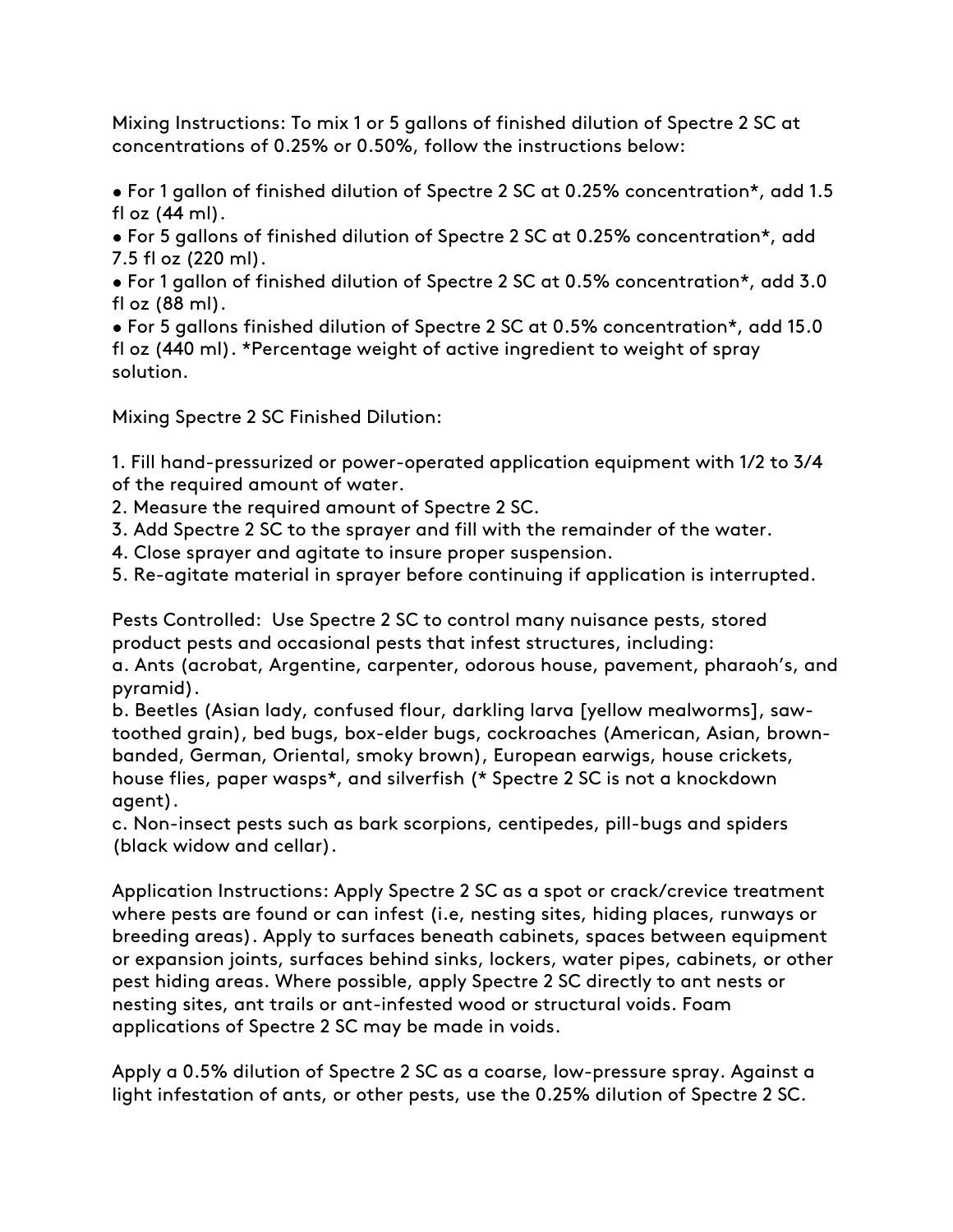Mixing Instructions: To mix 1 or 5 gallons of finished dilution of Spectre 2 SC at concentrations of 0.25% or 0.50%, follow the instructions below:

- For 1 gallon of finished dilution of Spectre 2 SC at 0.25% concentration*, add 1.5 fl oz (44 ml).
- For 5 gallons of finished dilution of Spectre 2 SC at 0.25% concentration*, add 7.5 fl oz (220 ml).
- For 1 gallon of finished dilution of Spectre 2 SC at 0.5% concentration*, add 3.0 fl oz (88 ml).
- For 5 gallons finished dilution of Spectre 2 SC at 0.5% concentration*, add 15.0 fl oz (440 ml). *Percentage weight of active ingredient to weight of spray solution.

Mixing Spectre 2 SC Finished Dilution:

1. Fill hand-pressurized or power-operated application equipment with 1/2 to 3/4 of the required amount of water.
2. Measure the required amount of Spectre 2 SC.
3. Add Spectre 2 SC to the sprayer and fill with the remainder of the water.
4. Close sprayer and agitate to insure proper suspension.
5. Re-agitate material in sprayer before continuing if application is interrupted.

Pests Controlled: Use Spectre 2 SC to control many nuisance pests, stored product pests and occasional pests that infest structures, including:
a. Ants (acrobat, Argentine, carpenter, odorous house, pavement, pharaoh's, and pyramid).
b. Beetles (Asian lady, confused flour, darkling larva [yellow mealworms], saw-toothed grain), bed bugs, box-elder bugs, cockroaches (American, Asian, brown-banded, German, Oriental, smoky brown), European earwigs, house crickets, house flies, paper wasps*, and silverfish (* Spectre 2 SC is not a knockdown agent).
c. Non-insect pests such as bark scorpions, centipedes, pill-bugs and spiders (black widow and cellar).

Application Instructions: Apply Spectre 2 SC as a spot or crack/crevice treatment where pests are found or can infest (i.e, nesting sites, hiding places, runways or breeding areas). Apply to surfaces beneath cabinets, spaces between equipment or expansion joints, surfaces behind sinks, lockers, water pipes, cabinets, or other pest hiding areas. Where possible, apply Spectre 2 SC directly to ant nests or nesting sites, ant trails or ant-infested wood or structural voids. Foam applications of Spectre 2 SC may be made in voids.

Apply a 0.5% dilution of Spectre 2 SC as a coarse, low-pressure spray. Against a light infestation of ants, or other pests, use the 0.25% dilution of Spectre 2 SC.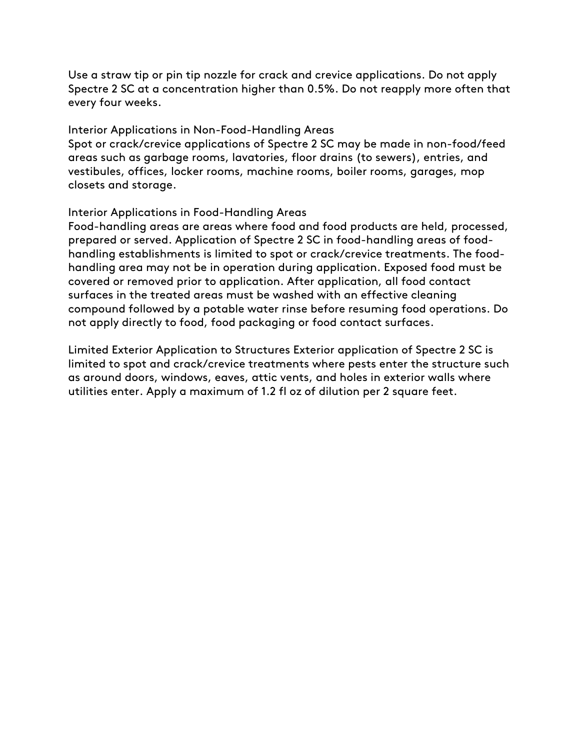Use a straw tip or pin tip nozzle for crack and crevice applications. Do not apply Spectre 2 SC at a concentration higher than 0.5%. Do not reapply more often that every four weeks.

## Interior Applications in Non-Food-Handling Areas

Spot or crack/crevice applications of Spectre 2 SC may be made in non-food/feed areas such as garbage rooms, lavatories, floor drains (to sewers), entries, and vestibules, offices, locker rooms, machine rooms, boiler rooms, garages, mop closets and storage.

## Interior Applications in Food-Handling Areas

Food-handling areas are areas where food and food products are held, processed, prepared or served. Application of Spectre 2 SC in food-handling areas of food-handling establishments is limited to spot or crack/crevice treatments. The food-handling area may not be in operation during application. Exposed food must be covered or removed prior to application. After application, all food contact surfaces in the treated areas must be washed with an effective cleaning compound followed by a potable water rinse before resuming food operations. Do not apply directly to food, food packaging or food contact surfaces.

Limited Exterior Application to Structures Exterior application of Spectre 2 SC is limited to spot and crack/crevice treatments where pests enter the structure such as around doors, windows, eaves, attic vents, and holes in exterior walls where utilities enter. Apply a maximum of 1.2 fl oz of dilution per 2 square feet.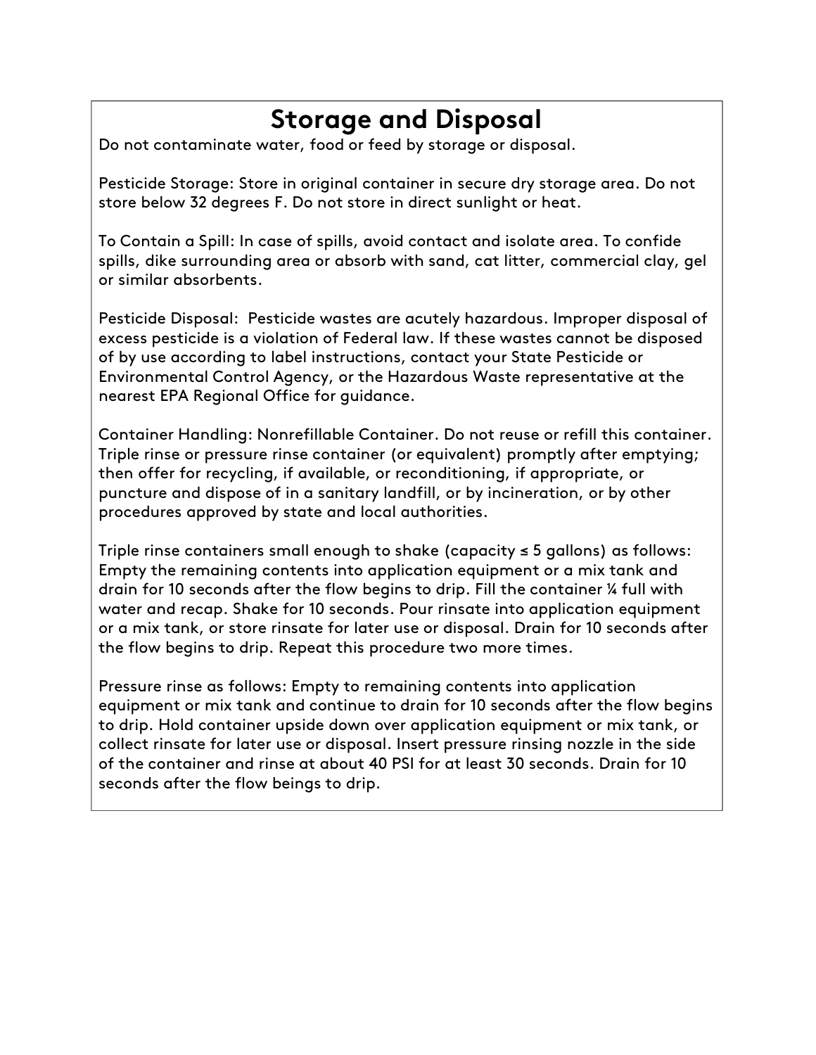# Storage and Disposal

Do not contaminate water, food or feed by storage or disposal.

Pesticide Storage: Store in original container in secure dry storage area. Do not store below 32 degrees F. Do not store in direct sunlight or heat.

To Contain a Spill: In case of spills, avoid contact and isolate area. To confide spills, dike surrounding area or absorb with sand, cat litter, commercial clay, gel or similar absorbents.

Pesticide Disposal: Pesticide wastes are acutely hazardous. Improper disposal of excess pesticide is a violation of Federal law. If these wastes cannot be disposed of by use according to label instructions, contact your State Pesticide or Environmental Control Agency, or the Hazardous Waste representative at the nearest EPA Regional Office for guidance.

Container Handling: Nonrefillable Container. Do not reuse or refill this container. Triple rinse or pressure rinse container (or equivalent) promptly after emptying; then offer for recycling, if available, or reconditioning, if appropriate, or puncture and dispose of in a sanitary landfill, or by incineration, or by other procedures approved by state and local authorities.

Triple rinse containers small enough to shake (capacity ≤ 5 gallons) as follows: Empty the remaining contents into application equipment or a mix tank and drain for 10 seconds after the flow begins to drip. Fill the container ¼ full with water and recap. Shake for 10 seconds. Pour rinsate into application equipment or a mix tank, or store rinsate for later use or disposal. Drain for 10 seconds after the flow begins to drip. Repeat this procedure two more times.

Pressure rinse as follows: Empty to remaining contents into application equipment or mix tank and continue to drain for 10 seconds after the flow begins to drip. Hold container upside down over application equipment or mix tank, or collect rinsate for later use or disposal. Insert pressure rinsing nozzle in the side of the container and rinse at about 40 PSI for at least 30 seconds. Drain for 10 seconds after the flow beings to drip.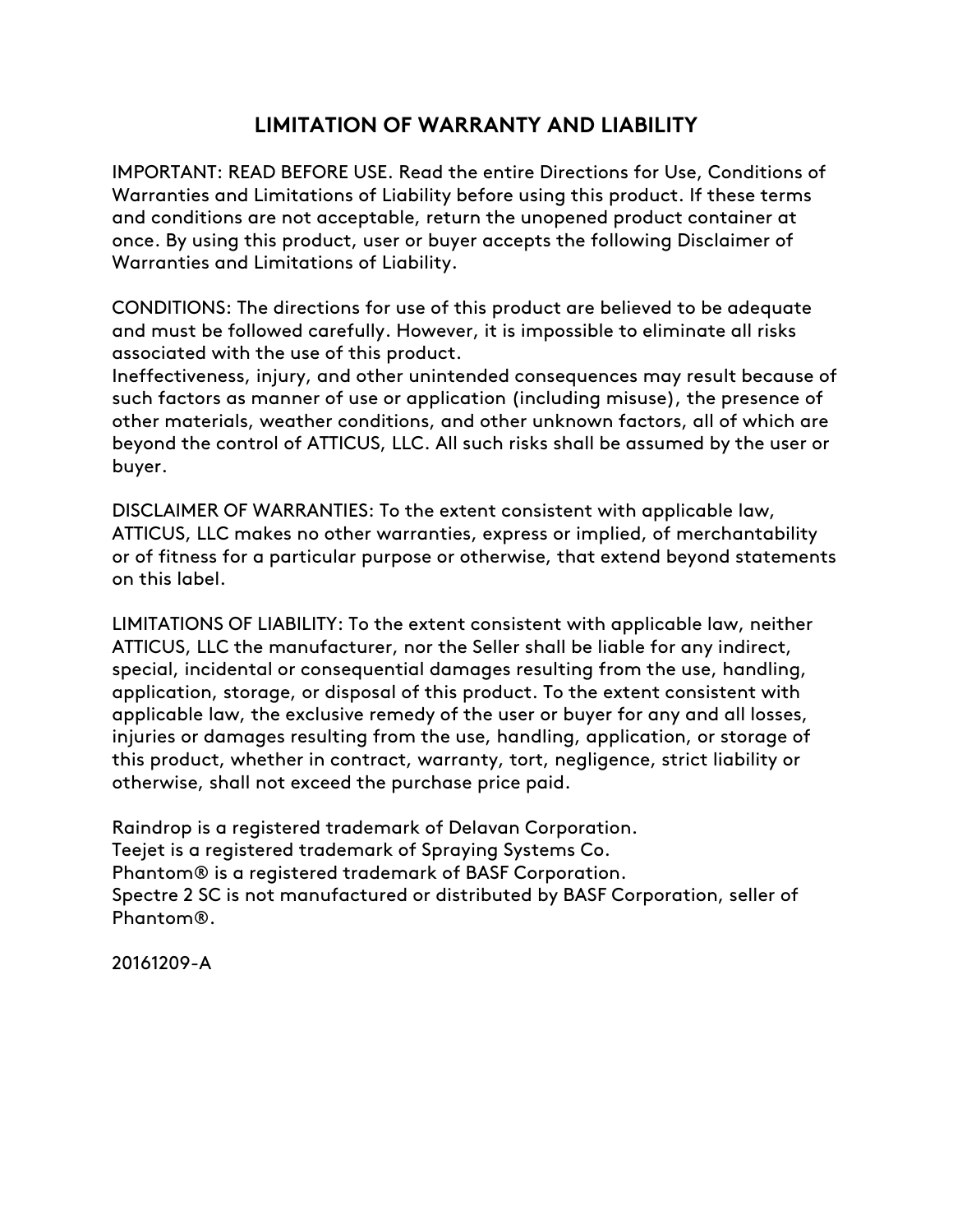## LIMITATION OF WARRANTY AND LIABILITY

IMPORTANT: READ BEFORE USE. Read the entire Directions for Use, Conditions of Warranties and Limitations of Liability before using this product. If these terms and conditions are not acceptable, return the unopened product container at once. By using this product, user or buyer accepts the following Disclaimer of Warranties and Limitations of Liability.

CONDITIONS: The directions for use of this product are believed to be adequate and must be followed carefully. However, it is impossible to eliminate all risks associated with the use of this product.
Ineffectiveness, injury, and other unintended consequences may result because of such factors as manner of use or application (including misuse), the presence of other materials, weather conditions, and other unknown factors, all of which are beyond the control of ATTICUS, LLC. All such risks shall be assumed by the user or buyer.

DISCLAIMER OF WARRANTIES: To the extent consistent with applicable law, ATTICUS, LLC makes no other warranties, express or implied, of merchantability or of fitness for a particular purpose or otherwise, that extend beyond statements on this label.

LIMITATIONS OF LIABILITY: To the extent consistent with applicable law, neither ATTICUS, LLC the manufacturer, nor the Seller shall be liable for any indirect, special, incidental or consequential damages resulting from the use, handling, application, storage, or disposal of this product. To the extent consistent with applicable law, the exclusive remedy of the user or buyer for any and all losses, injuries or damages resulting from the use, handling, application, or storage of this product, whether in contract, warranty, tort, negligence, strict liability or otherwise, shall not exceed the purchase price paid.

Raindrop is a registered trademark of Delavan Corporation.
Teejet is a registered trademark of Spraying Systems Co.
Phantom® is a registered trademark of BASF Corporation.
Spectre 2 SC is not manufactured or distributed by BASF Corporation, seller of Phantom®.

20161209-A